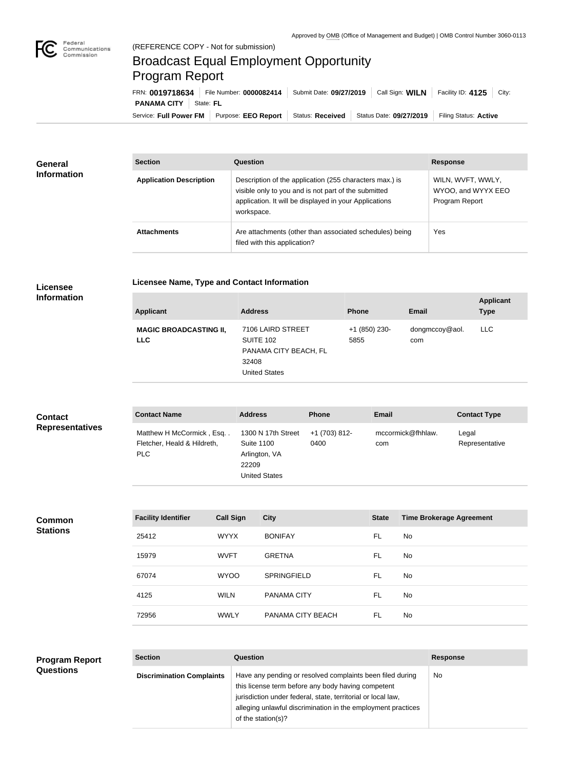Approved by OMB (Office of Management and Budget) | OMB Control Number 3060-0113

(REFERENCE COPY - Not for submission)

# Broadcast Equal Employment Opportunity Program Report

FRN: **0019718634** | File Number: **0000082414** | Submit Date: **09/27/2019** | Call Sign: **WILN** | Facility ID: **4125** | City: **PANAMA CITY** | State: **FL**

Service: **Full Power FM** | Purpose: **EEO Report** | Status: **Received** | Status Date: **09/27/2019** | Filing Status: **Active**

## General Information

| Section | Question | Response |
|---|---|---|
| **Application Description** | Description of the application (255 characters max.) is visible only to you and is not part of the submitted application. It will be displayed in your Applications workspace. | WILN, WVFT, WWLY, WYOO, and WYYX EEO Program Report |
| **Attachments** | Are attachments (other than associated schedules) being filed with this application? | Yes |

## Licensee Information

### Licensee Name, Type and Contact Information

| Applicant | Address | Phone | Email | Applicant Type |
|---|---|---|---|---|
| **MAGIC BROADCASTING II, LLC** | 7106 LAIRD STREET SUITE 102 PANAMA CITY BEACH, FL 32408 United States | +1 (850) 230-5855 | dongmccoy@aol.com | LLC |

## Contact Representatives

| Contact Name | Address | Phone | Email | Contact Type |
|---|---|---|---|---|
| Matthew H McCormick , Esq. . Fletcher, Heald & Hildreth, PLC | 1300 N 17th Street Suite 1100 Arlington, VA 22209 United States | +1 (703) 812-0400 | mccormick@fhhlaw.com | Legal Representative |

## Common Stations

| Facility Identifier | Call Sign | City | State | Time Brokerage Agreement |
|---|---|---|---|---|
| 25412 | WYYX | BONIFAY | FL | No |
| 15979 | WVFT | GRETNA | FL | No |
| 67074 | WYOO | SPRINGFIELD | FL | No |
| 4125 | WILN | PANAMA CITY | FL | No |
| 72956 | WWLY | PANAMA CITY BEACH | FL | No |

## Program Report Questions

| Section | Question | Response |
|---|---|---|
| **Discrimination Complaints** | Have any pending or resolved complaints been filed during this license term before any body having competent jurisdiction under federal, state, territorial or local law, alleging unlawful discrimination in the employment practices of the station(s)? | No |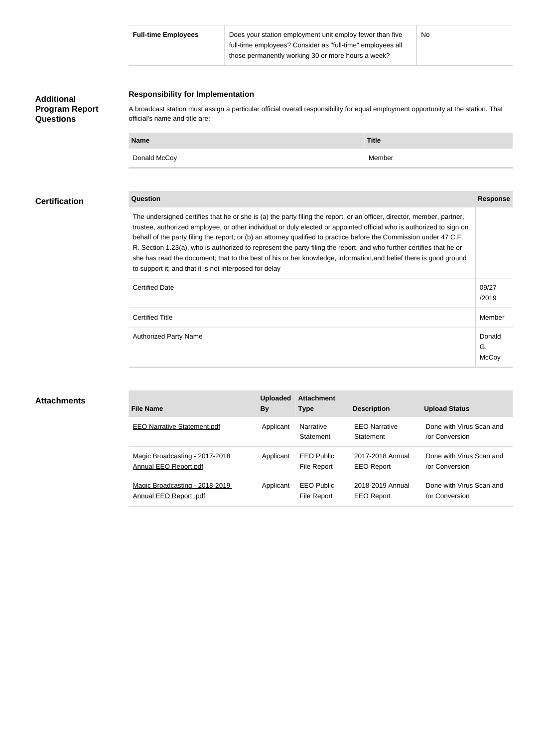| | | |
|---|---|---|
| **Full-time Employees** | Does your station employment unit employ fewer than five full-time employees? Consider as "full-time" employees all those permanently working 30 or more hours a week? | No |

## Additional Program Report Questions

### Responsibility for Implementation

A broadcast station must assign a particular official overall responsibility for equal employment opportunity at the station. That official's name and title are:

| Name | Title |
|---|---|
| Donald McCoy | Member |

## Certification

| Question | Response |
|---|---|
| The undersigned certifies that he or she is (a) the party filing the report, or an officer, director, member, partner, trustee, authorized employee, or other individual or duly elected or appointed official who is authorized to sign on behalf of the party filing the report; or (b) an attorney qualified to practice before the Commission under 47 C.F.R. Section 1.23(a), who is authorized to represent the party filing the report, and who further certifies that he or she has read the document; that to the best of his or her knowledge, information,and belief there is good ground to support it; and that it is not interposed for delay | |
| Certified Date | 09/27/2019 |
| Certified Title | Member |
| Authorized Party Name | Donald G. McCoy |

## Attachments

| File Name | Uploaded By | Attachment Type | Description | Upload Status |
|---|---|---|---|---|
| EEO Narrative Statement.pdf | Applicant | Narrative Statement | EEO Narrative Statement | Done with Virus Scan and /or Conversion |
| Magic Broadcasting - 2017-2018 Annual EEO Report.pdf | Applicant | EEO Public File Report | 2017-2018 Annual EEO Report | Done with Virus Scan and /or Conversion |
| Magic Broadcasting - 2018-2019 Annual EEO Report .pdf | Applicant | EEO Public File Report | 2018-2019 Annual EEO Report | Done with Virus Scan and /or Conversion |